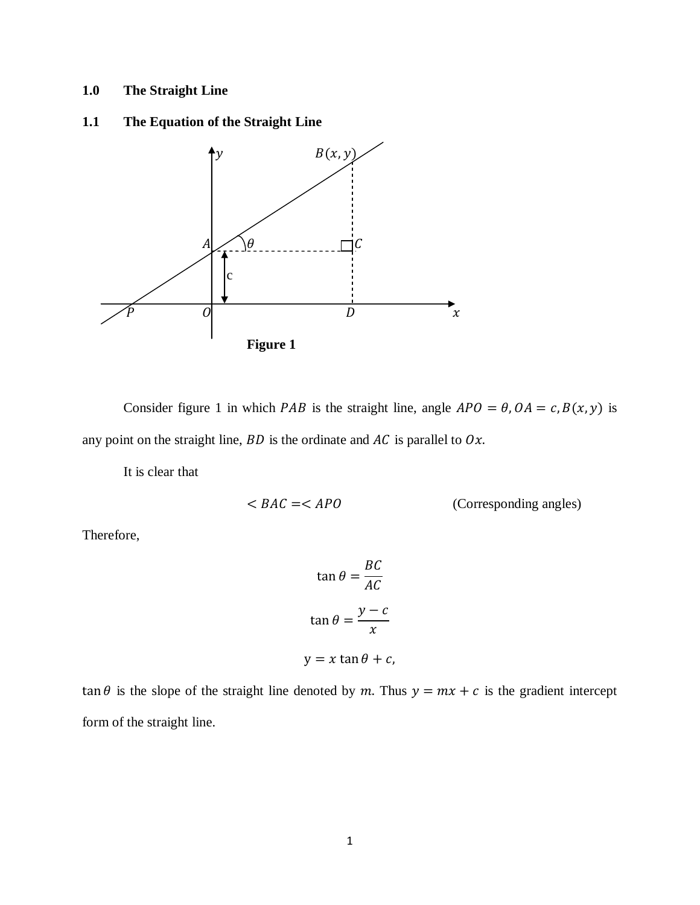## 1.0 The Straight Line

### 1.1 The Equation of the Straight Line

**Figure 1**

Consider figure 1 in which $PAB$ is the straight line, angle $APO = \theta, OA = c, B(x, y)$ is any point on the straight line, $BD$ is the ordinate and $AC$ is parallel to $Ox$.

It is clear that

$$< BAC =< APO \qquad \text{(Corresponding angles)}$$

Therefore,

$$\tan\theta = \frac{BC}{AC}$$

$$\tan\theta = \frac{y - c}{x}$$

$$\mathrm{y} = x\tan\theta + c,$$

$\tan\theta$ is the slope of the straight line denoted by $m$. Thus $y = mx + c$ is the gradient intercept form of the straight line.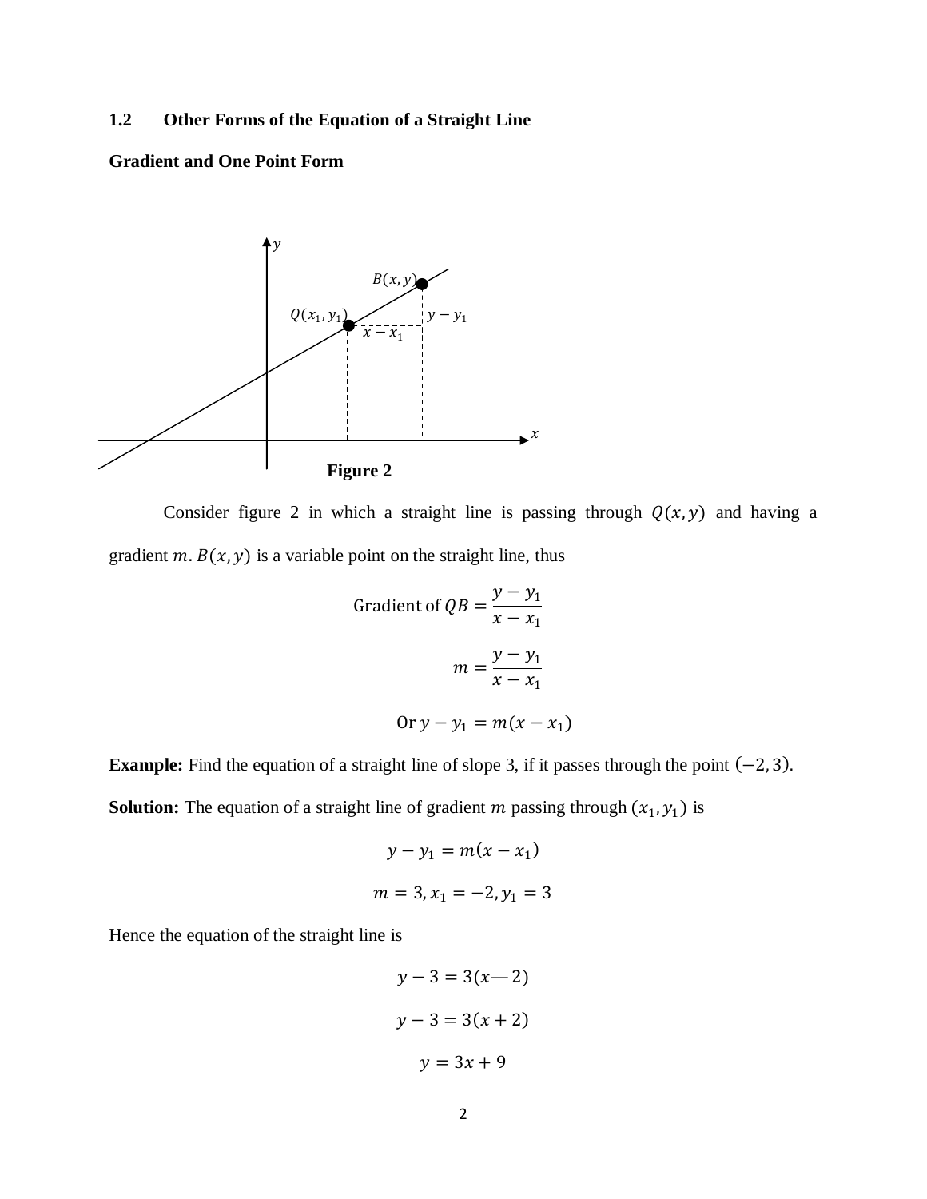## 1.2 Other Forms of the Equation of a Straight Line

### Gradient and One Point Form

Figure 2

Consider figure 2 in which a straight line is passing through $Q(x, y)$ and having a gradient $m$. $B(x, y)$ is a variable point on the straight line, thus

$$\text{Gradient of } QB = \frac{y - y_1}{x - x_1}$$

$$m = \frac{y - y_1}{x - x_1}$$

$$\text{Or } y - y_1 = m(x - x_1)$$

**Example:** Find the equation of a straight line of slope 3, if it passes through the point $(-2, 3)$.

**Solution:** The equation of a straight line of gradient $m$ passing through $(x_1, y_1)$ is

$$y - y_1 = m(x - x_1)$$

$$m = 3, x_1 = -2, y_1 = 3$$

Hence the equation of the straight line is

$$y - 3 = 3(x —2)$$

$$y - 3 = 3(x + 2)$$

$$y = 3x + 9$$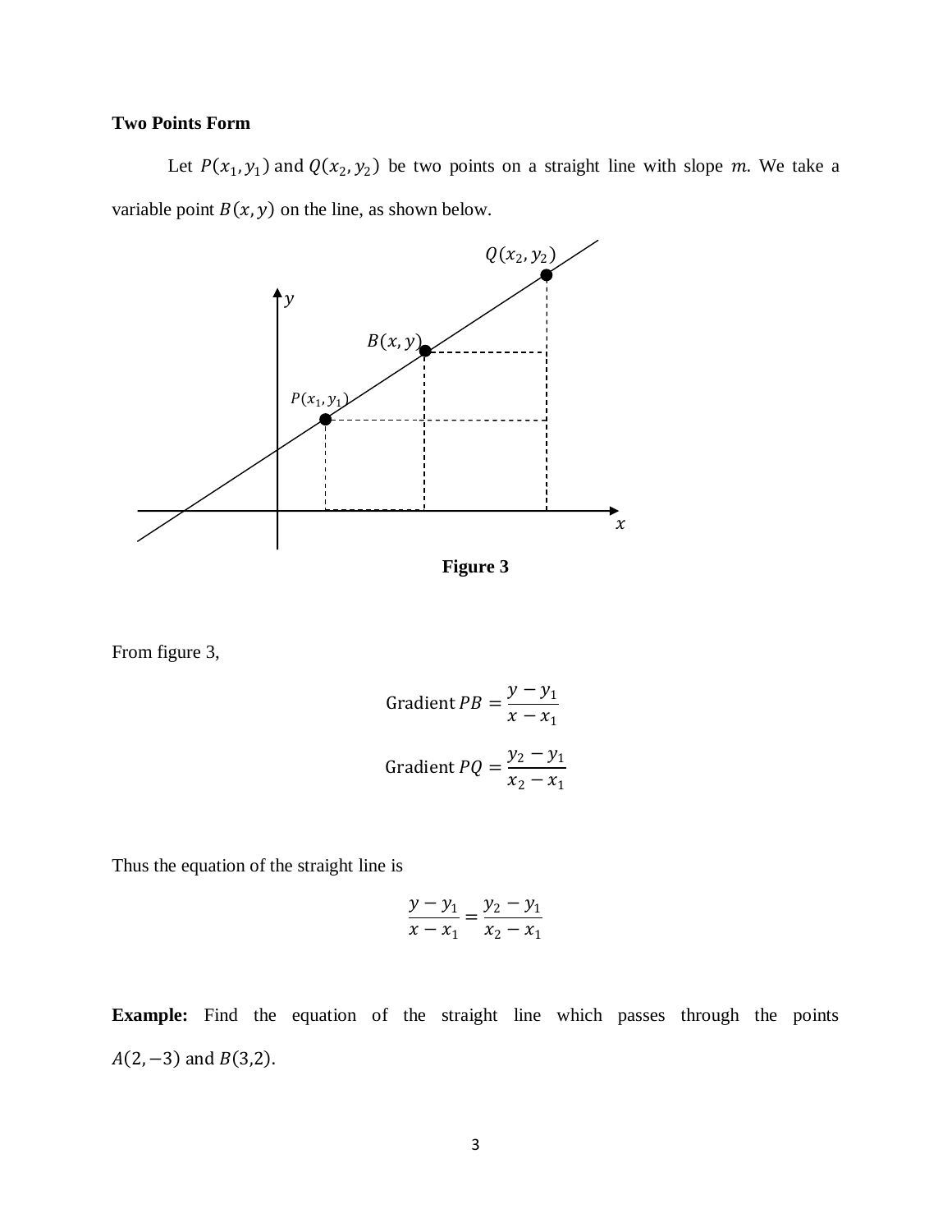**Two Points Form**

Let $P(x_1, y_1)$ and $Q(x_2, y_2)$ be two points on a straight line with slope $m$. We take a variable point $B(x, y)$ on the line, as shown below.

**Figure 3**

From figure 3,

$$\text{Gradient } PB = \frac{y - y_1}{x - x_1}$$

$$\text{Gradient } PQ = \frac{y_2 - y_1}{x_2 - x_1}$$

Thus the equation of the straight line is

$$\frac{y - y_1}{x - x_1} = \frac{y_2 - y_1}{x_2 - x_1}$$

**Example:** Find the equation of the straight line which passes through the points $A(2, -3)$ and $B(3,2)$.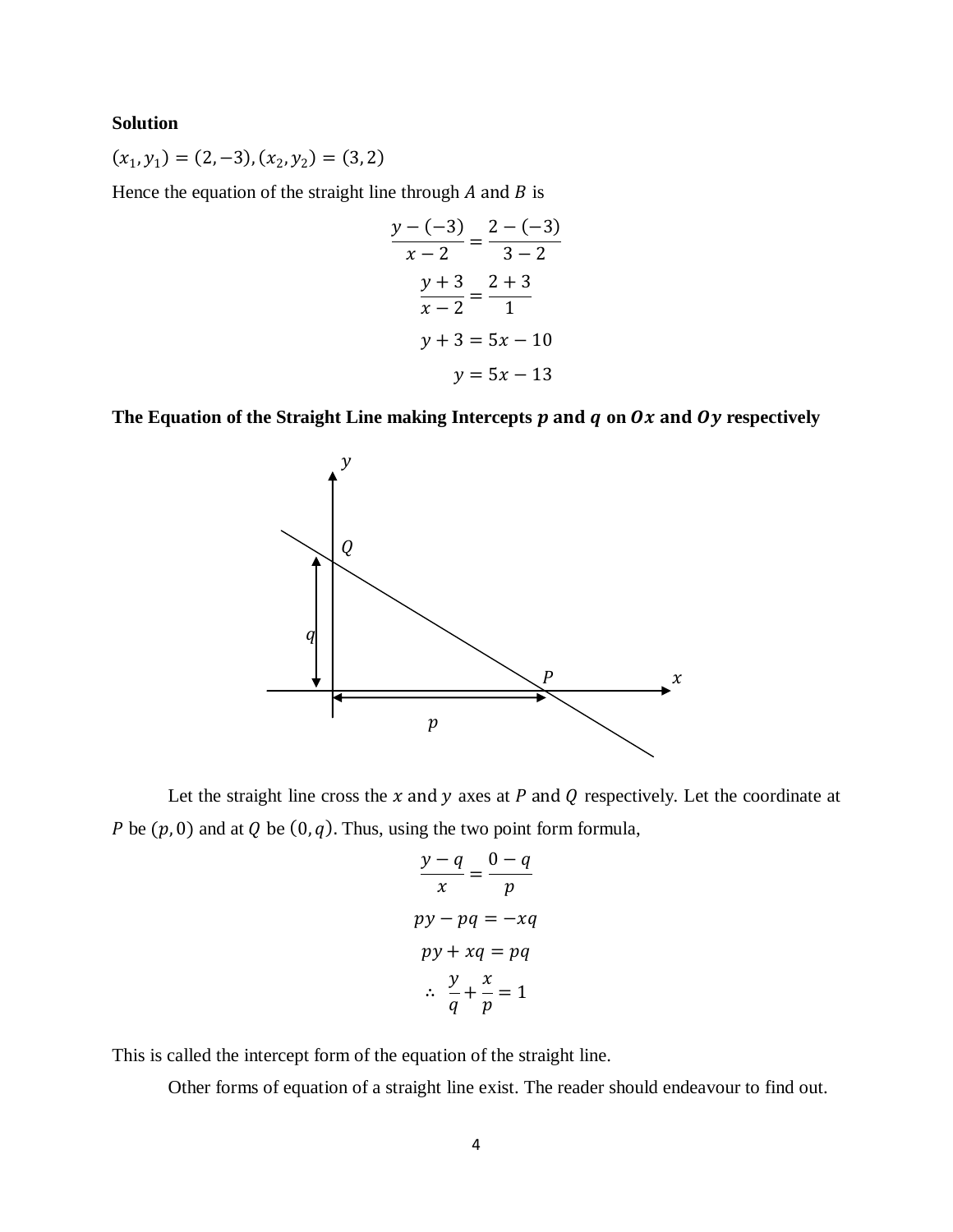**Solution**

$(x_1, y_1) = (2, -3), (x_2, y_2) = (3, 2)$

Hence the equation of the straight line through $A$ and $B$ is

$$\frac{y - (-3)}{x - 2} = \frac{2 - (-3)}{3 - 2}$$

$$\frac{y + 3}{x - 2} = \frac{2 + 3}{1}$$

$$y + 3 = 5x - 10$$

$$y = 5x - 13$$

**The Equation of the Straight Line making Intercepts $p$ and $q$ on $Ox$ and $Oy$ respectively**

Let the straight line cross the $x$ and $y$ axes at $P$ and $Q$ respectively. Let the coordinate at $P$ be $(p, 0)$ and at $Q$ be $(0, q)$. Thus, using the two point form formula,

$$\frac{y - q}{x} = \frac{0 - q}{p}$$

$$py - pq = -xq$$

$$py + xq = pq$$

$$\therefore \ \frac{y}{q} + \frac{x}{p} = 1$$

This is called the intercept form of the equation of the straight line.

Other forms of equation of a straight line exist. The reader should endeavour to find out.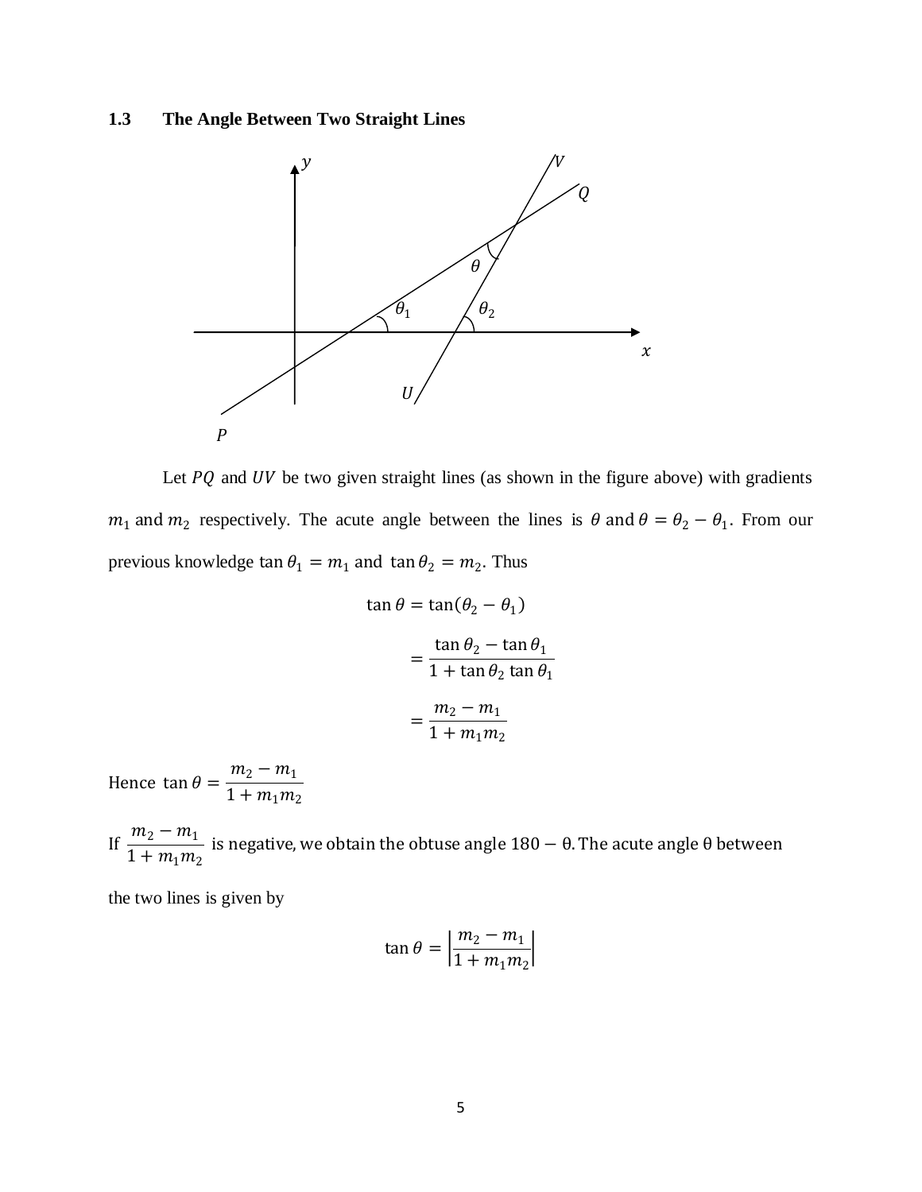### 1.3 The Angle Between Two Straight Lines

Let $PQ$ and $UV$ be two given straight lines (as shown in the figure above) with gradients $m_1$ and $m_2$ respectively. The acute angle between the lines is $\theta$ and $\theta = \theta_2 - \theta_1$. From our previous knowledge $\tan\theta_1 = m_1$ and $\tan\theta_2 = m_2$. Thus

$$\tan\theta = \tan(\theta_2 - \theta_1)$$

$$= \frac{\tan\theta_2 - \tan\theta_1}{1 + \tan\theta_2 \tan\theta_1}$$

$$= \frac{m_2 - m_1}{1 + m_1 m_2}$$

Hence $\tan\theta = \dfrac{m_2 - m_1}{1 + m_1 m_2}$

If $\dfrac{m_2 - m_1}{1 + m_1 m_2}$ is negative, we obtain the obtuse angle $180 - \theta$. The acute angle $\theta$ between the two lines is given by

$$\tan\theta = \left|\frac{m_2 - m_1}{1 + m_1 m_2}\right|$$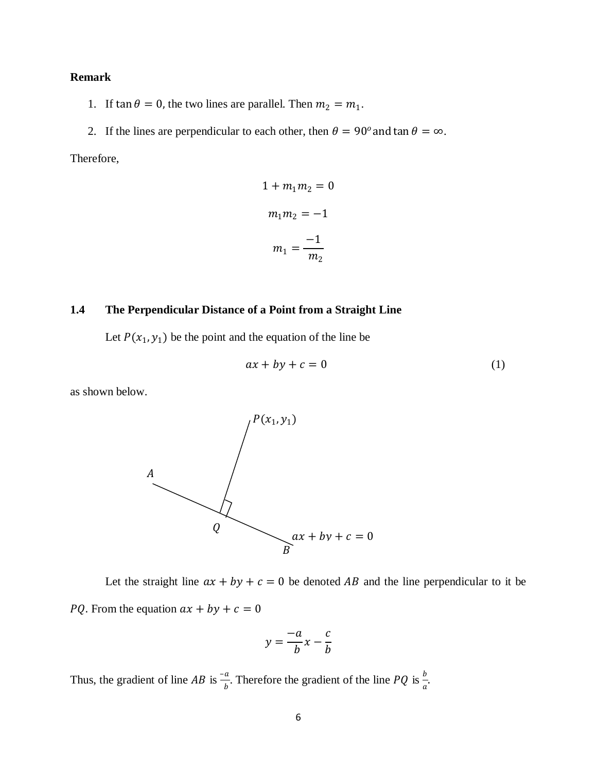**Remark**

1. If $\tan\theta = 0$, the two lines are parallel. Then $m_2 = m_1$.
2. If the lines are perpendicular to each other, then $\theta = 90^o$ and $\tan\theta = \infty$.

Therefore,

$$1 + m_1 m_2 = 0$$

$$m_1 m_2 = -1$$

$$m_1 = \frac{-1}{m_2}$$

## 1.4 The Perpendicular Distance of a Point from a Straight Line

Let $P(x_1, y_1)$ be the point and the equation of the line be

$$ax + by + c = 0 \qquad (1)$$

as shown below.

Let the straight line $ax + by + c = 0$ be denoted $AB$ and the line perpendicular to it be $PQ$. From the equation $ax + by + c = 0$

$$y = \frac{-a}{b}x - \frac{c}{b}$$

Thus, the gradient of line $AB$ is $\frac{-a}{b}$. Therefore the gradient of the line $PQ$ is $\frac{b}{a}$.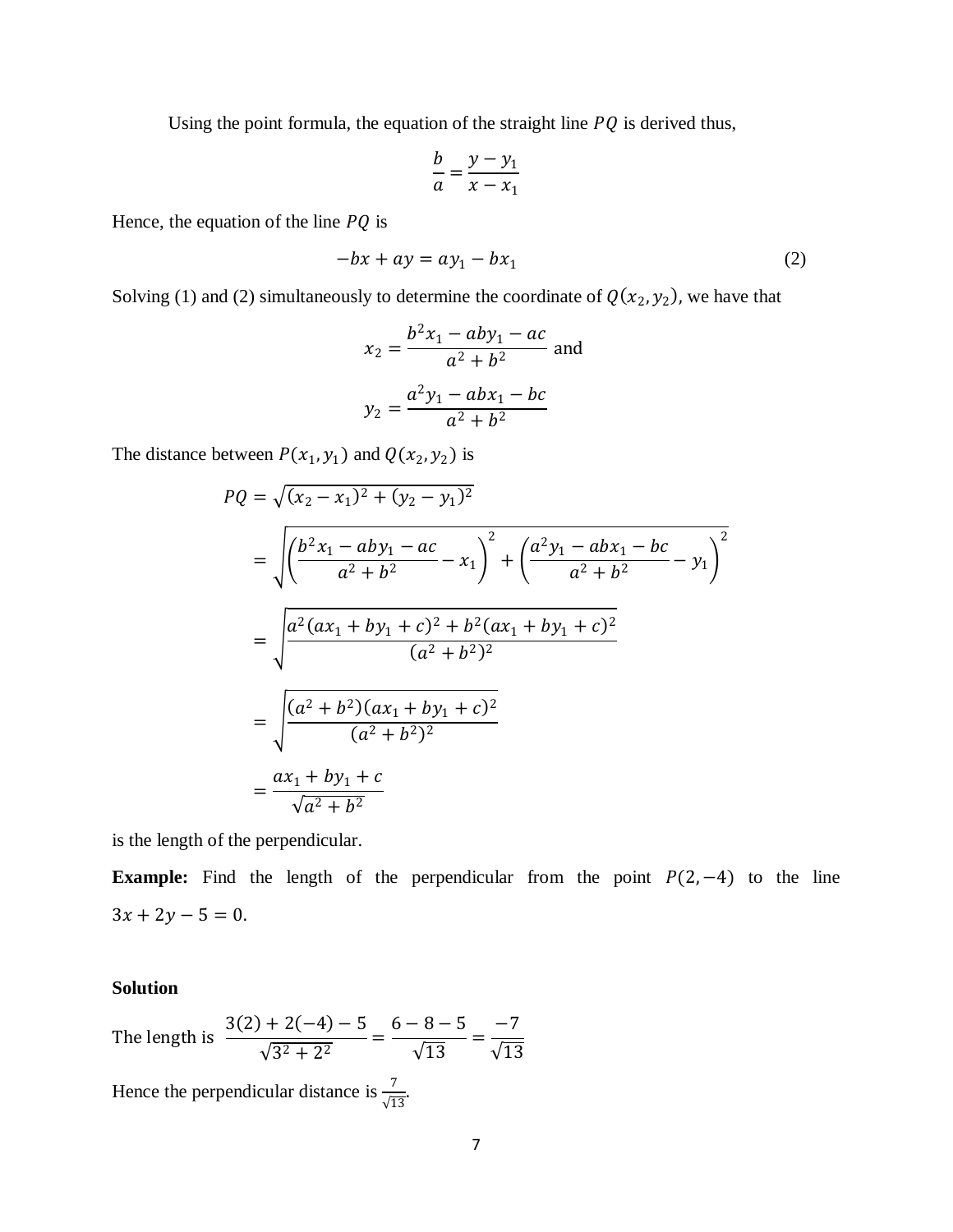Using the point formula, the equation of the straight line $PQ$ is derived thus,

$$\frac{b}{a} = \frac{y - y_1}{x - x_1}$$

Hence, the equation of the line $PQ$ is

$$-bx + ay = ay_1 - bx_1 \tag{2}$$

Solving (1) and (2) simultaneously to determine the coordinate of $Q(x_2, y_2)$, we have that

$$x_2 = \frac{b^2 x_1 - aby_1 - ac}{a^2 + b^2} \text{ and}$$

$$y_2 = \frac{a^2 y_1 - abx_1 - bc}{a^2 + b^2}$$

The distance between $P(x_1, y_1)$ and $Q(x_2, y_2)$ is

$$\begin{aligned}
PQ &= \sqrt{(x_2 - x_1)^2 + (y_2 - y_1)^2} \\
&= \sqrt{\left(\frac{b^2 x_1 - aby_1 - ac}{a^2 + b^2} - x_1\right)^2 + \left(\frac{a^2 y_1 - abx_1 - bc}{a^2 + b^2} - y_1\right)^2} \\
&= \sqrt{\frac{a^2(ax_1 + by_1 + c)^2 + b^2(ax_1 + by_1 + c)^2}{(a^2 + b^2)^2}} \\
&= \sqrt{\frac{(a^2 + b^2)(ax_1 + by_1 + c)^2}{(a^2 + b^2)^2}} \\
&= \frac{ax_1 + by_1 + c}{\sqrt{a^2 + b^2}}
\end{aligned}$$

is the length of the perpendicular.

**Example:** Find the length of the perpendicular from the point $P(2, -4)$ to the line $3x + 2y - 5 = 0$.

**Solution**

The length is $\dfrac{3(2) + 2(-4) - 5}{\sqrt{3^2 + 2^2}} = \dfrac{6 - 8 - 5}{\sqrt{13}} = \dfrac{-7}{\sqrt{13}}$

Hence the perpendicular distance is $\frac{7}{\sqrt{13}}$.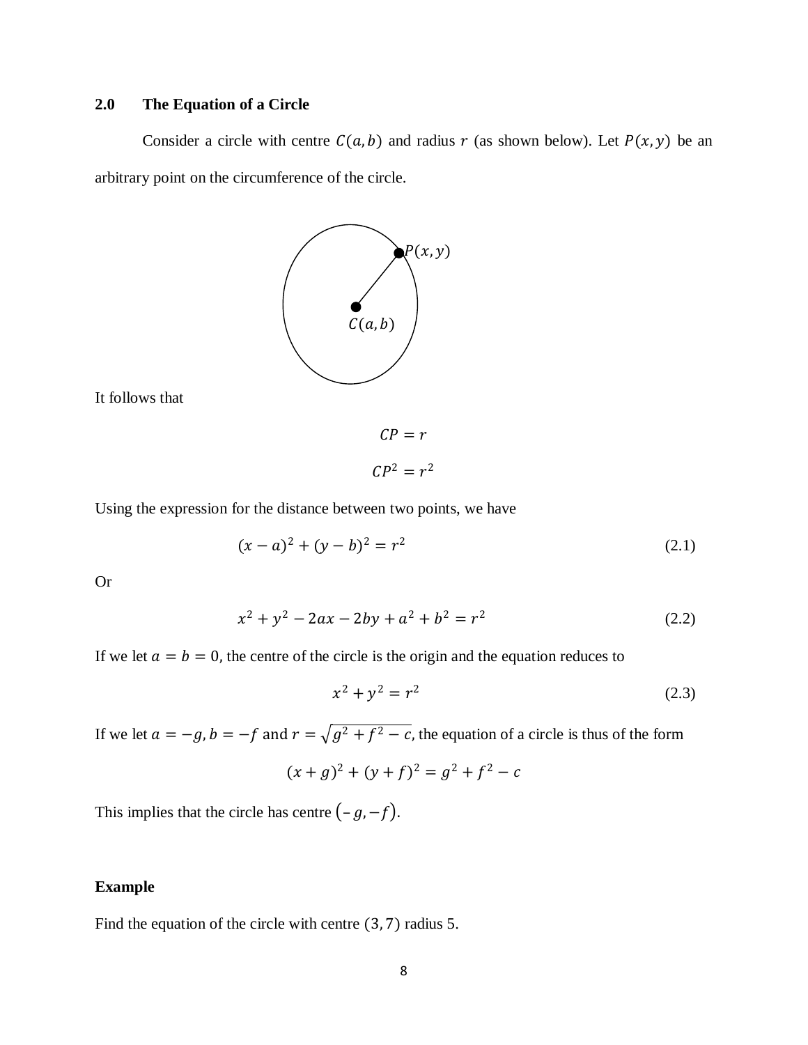## 2.0 The Equation of a Circle

Consider a circle with centre $C(a, b)$ and radius $r$ (as shown below). Let $P(x, y)$ be an arbitrary point on the circumference of the circle.

It follows that

$$CP = r$$

$$CP^2 = r^2$$

Using the expression for the distance between two points, we have

$$(x - a)^2 + (y - b)^2 = r^2 \quad (2.1)$$

Or

$$x^2 + y^2 - 2ax - 2by + a^2 + b^2 = r^2 \quad (2.2)$$

If we let $a = b = 0$, the centre of the circle is the origin and the equation reduces to

$$x^2 + y^2 = r^2 \quad (2.3)$$

If we let $a = -g, b = -f$ and $r = \sqrt{g^2 + f^2 - c}$, the equation of a circle is thus of the form

$$(x + g)^2 + (y + f)^2 = g^2 + f^2 - c$$

This implies that the circle has centre $(-g, -f)$.

**Example**

Find the equation of the circle with centre $(3, 7)$ radius 5.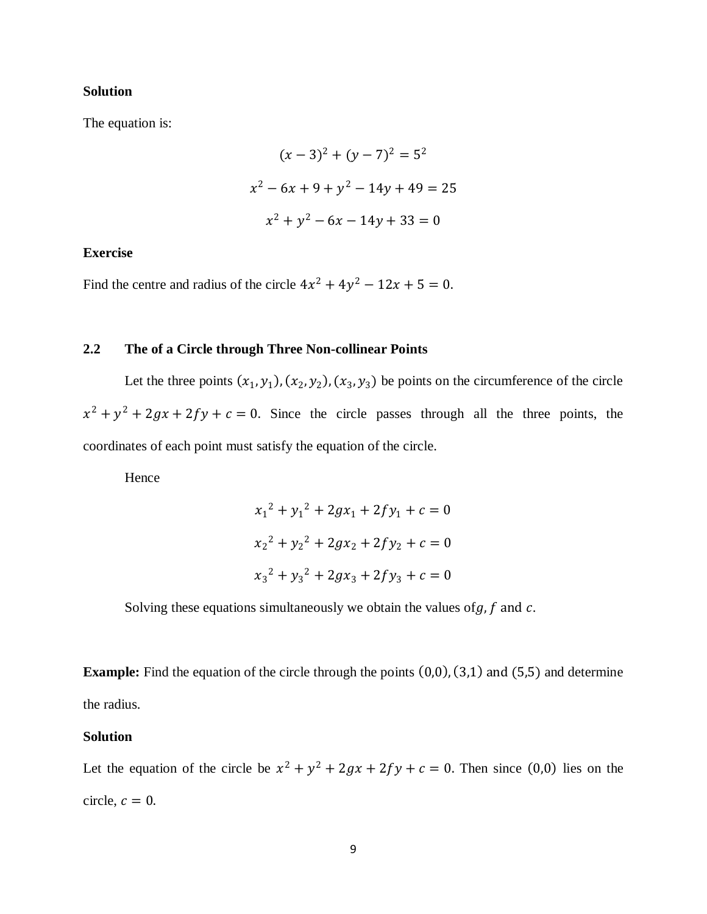**Solution**

The equation is:

$$(x-3)^2+(y-7)^2=5^2$$

$$x^2-6x+9+y^2-14y+49=25$$

$$x^2+y^2-6x-14y+33=0$$

**Exercise**

Find the centre and radius of the circle $4x^2+4y^2-12x+5=0$.

## 2.2 The of a Circle through Three Non-collinear Points

Let the three points $(x_1, y_1), (x_2, y_2), (x_3, y_3)$ be points on the circumference of the circle $x^2+y^2+2gx+2fy+c=0$. Since the circle passes through all the three points, the coordinates of each point must satisfy the equation of the circle.

Hence

$$x_1{}^2+y_1{}^2+2gx_1+2fy_1+c=0$$

$$x_2{}^2+y_2{}^2+2gx_2+2fy_2+c=0$$

$$x_3{}^2+y_3{}^2+2gx_3+2fy_3+c=0$$

Solving these equations simultaneously we obtain the values of $g, f$ and $c$.

**Example:** Find the equation of the circle through the points $(0,0), (3,1)$ and $(5,5)$ and determine the radius.

**Solution**

Let the equation of the circle be $x^2+y^2+2gx+2fy+c=0$. Then since $(0,0)$ lies on the circle, $c=0$.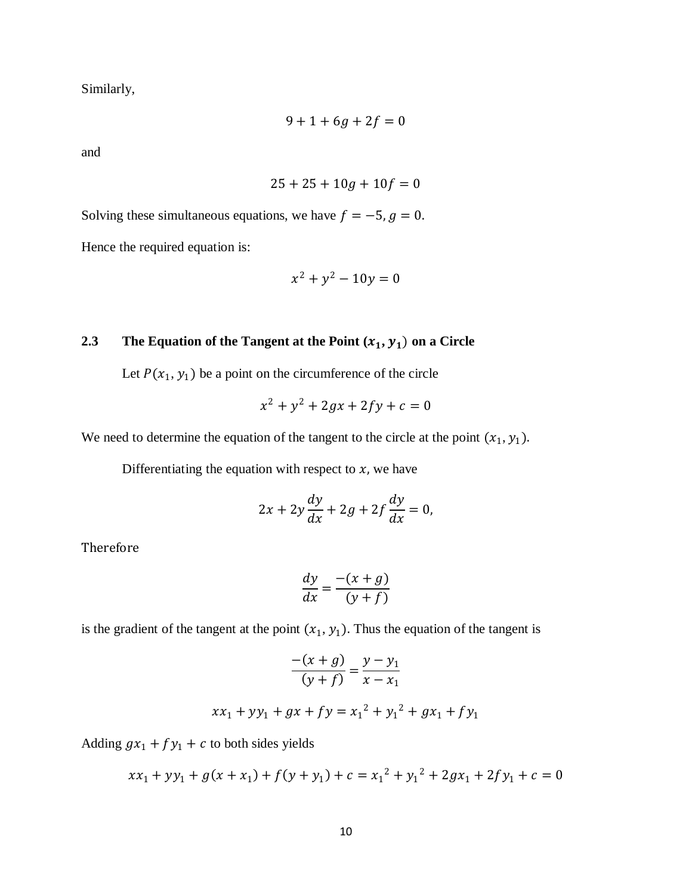Similarly,

$$9 + 1 + 6g + 2f = 0$$

and

$$25 + 25 + 10g + 10f = 0$$

Solving these simultaneous equations, we have $f = -5, g = 0$.

Hence the required equation is:

$$x^2 + y^2 - 10y = 0$$

## 2.3 The Equation of the Tangent at the Point $(x_1, y_1)$ on a Circle

Let $P(x_1, y_1)$ be a point on the circumference of the circle

$$x^2 + y^2 + 2gx + 2fy + c = 0$$

We need to determine the equation of the tangent to the circle at the point $(x_1, y_1)$.

Differentiating the equation with respect to $x$, we have

$$2x + 2y\frac{dy}{dx} + 2g + 2f\frac{dy}{dx} = 0,$$

Therefore

$$\frac{dy}{dx} = \frac{-(x + g)}{(y + f)}$$

is the gradient of the tangent at the point $(x_1, y_1)$. Thus the equation of the tangent is

$$\frac{-(x + g)}{(y + f)} = \frac{y - y_1}{x - x_1}$$

$$xx_1 + yy_1 + gx + fy = {x_1}^2 + {y_1}^2 + gx_1 + fy_1$$

Adding $gx_1 + fy_1 + c$ to both sides yields

$$xx_1 + yy_1 + g(x + x_1) + f(y + y_1) + c = {x_1}^2 + {y_1}^2 + 2gx_1 + 2fy_1 + c = 0$$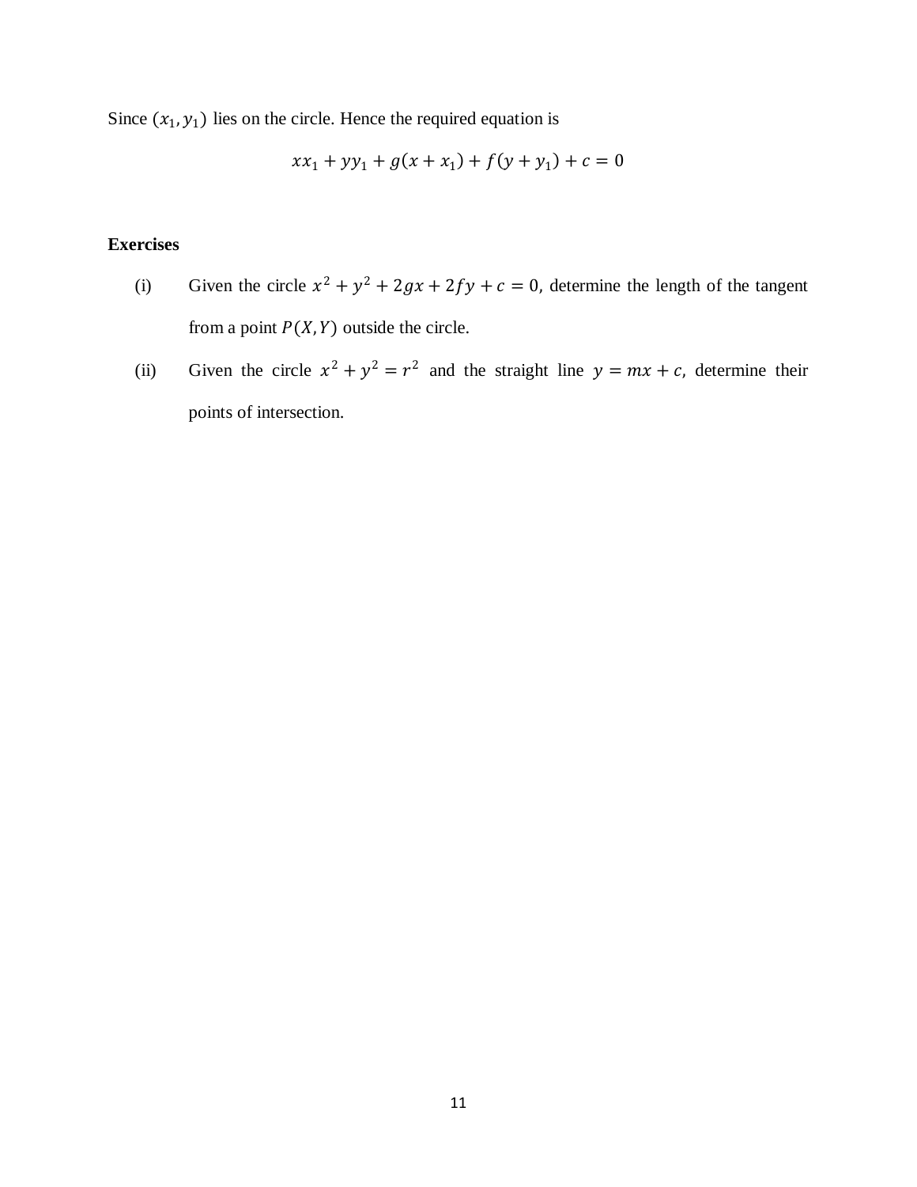Since $(x_1, y_1)$ lies on the circle. Hence the required equation is

$$xx_1 + yy_1 + g(x + x_1) + f(y + y_1) + c = 0$$

**Exercises**

(i) Given the circle $x^2 + y^2 + 2gx + 2fy + c = 0$, determine the length of the tangent from a point $P(X, Y)$ outside the circle.

(ii) Given the circle $x^2 + y^2 = r^2$ and the straight line $y = mx + c$, determine their points of intersection.